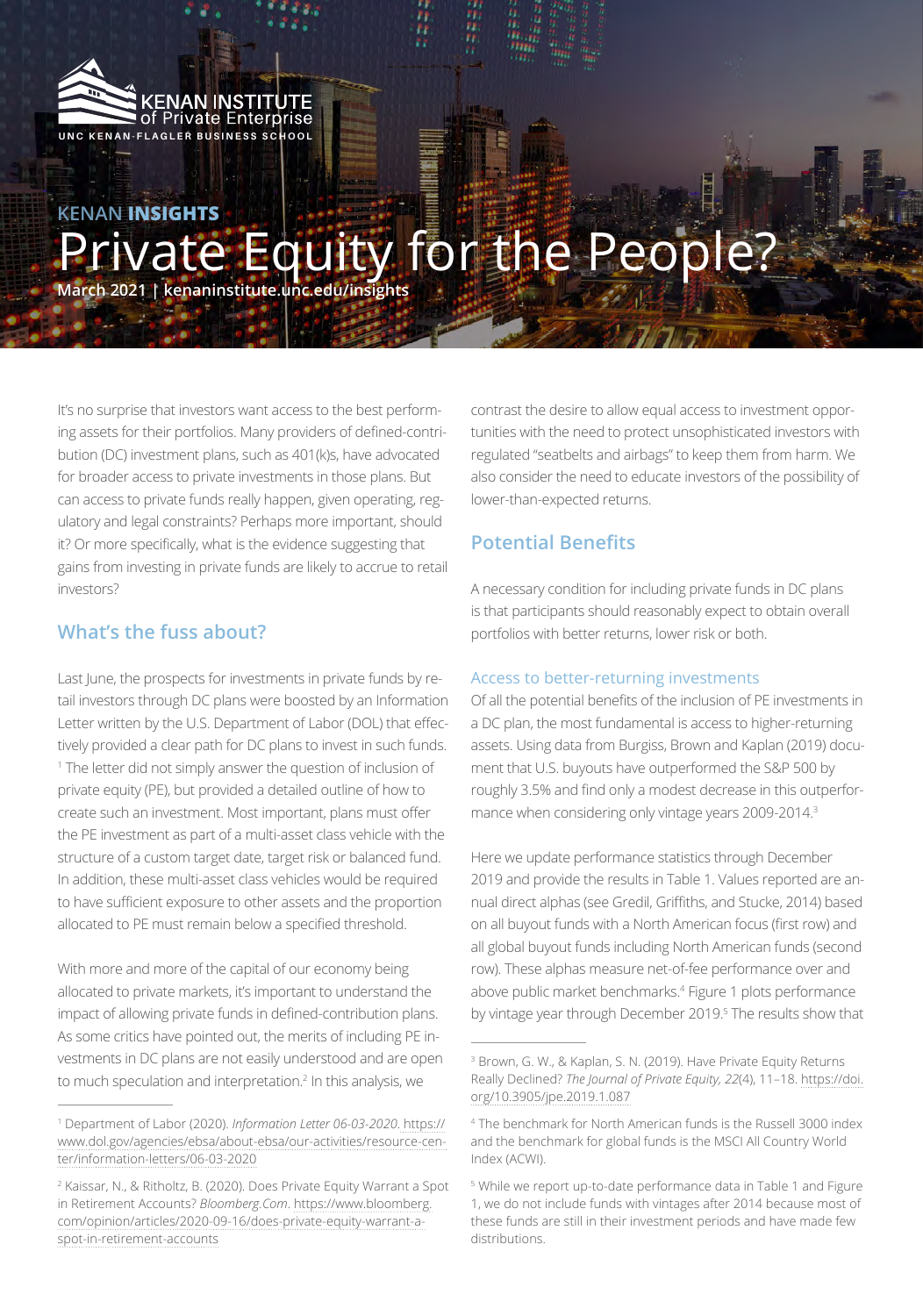KENAN **INSIGHTS**

# Private Equity for the People?

**March 2021 | kenaninstitute.unc.edu/insights**

It's no surprise that investors want access to the best performing assets for their portfolios. Many providers of defined-contribution (DC) investment plans, such as 401(k)s, have advocated for broader access to private investments in those plans. But can access to private funds really happen, given operating, regulatory and legal constraints? Perhaps more important, should it? Or more specifically, what is the evidence suggesting that gains from investing in private funds are likely to accrue to retail investors?

## What's the fuss about?

Last June, the prospects for investments in private funds by retail investors through DC plans were boosted by an Information Letter written by the U.S. Department of Labor (DOL) that effectively provided a clear path for DC plans to invest in such funds.[1] The letter did not simply answer the question of inclusion of private equity (PE), but provided a detailed outline of how to create such an investment. Most important, plans must offer the PE investment as part of a multi-asset class vehicle with the structure of a custom target date, target risk or balanced fund. In addition, these multi-asset class vehicles would be required to have sufficient exposure to other assets and the proportion allocated to PE must remain below a specified threshold.

With more and more of the capital of our economy being allocated to private markets, it's important to understand the impact of allowing private funds in defined-contribution plans. As some critics have pointed out, the merits of including PE investments in DC plans are not easily understood and are open to much speculation and interpretation.[2] In this analysis, we contrast the desire to allow equal access to investment opportunities with the need to protect unsophisticated investors with regulated "seatbelts and airbags" to keep them from harm. We also consider the need to educate investors of the possibility of lower-than-expected returns.

## Potential Benefits

A necessary condition for including private funds in DC plans is that participants should reasonably expect to obtain overall portfolios with better returns, lower risk or both.

### Access to better-returning investments

Of all the potential benefits of the inclusion of PE investments in a DC plan, the most fundamental is access to higher-returning assets. Using data from Burgiss, Brown and Kaplan (2019) document that U.S. buyouts have outperformed the S&P 500 by roughly 3.5% and find only a modest decrease in this outperformance when considering only vintage years 2009-2014.[3]

Here we update performance statistics through December 2019 and provide the results in Table 1. Values reported are annual direct alphas (see Gredil, Griffiths, and Stucke, 2014) based on all buyout funds with a North American focus (first row) and all global buyout funds including North American funds (second row). These alphas measure net-of-fee performance over and above public market benchmarks.[4] Figure 1 plots performance by vintage year through December 2019.[5] The results show that

---

[1] Department of Labor (2020). *Information Letter 06-03-2020*. https://www.dol.gov/agencies/ebsa/about-ebsa/our-activities/resource-center/information-letters/06-03-2020

[2] Kaissar, N., & Ritholtz, B. (2020). Does Private Equity Warrant a Spot in Retirement Accounts? *Bloomberg.Com*. https://www.bloomberg.com/opinion/articles/2020-09-16/does-private-equity-warrant-a-spot-in-retirement-accounts

[3] Brown, G. W., & Kaplan, S. N. (2019). Have Private Equity Returns Really Declined? *The Journal of Private Equity, 22*(4), 11–18. https://doi.org/10.3905/jpe.2019.1.087

[4] The benchmark for North American funds is the Russell 3000 index and the benchmark for global funds is the MSCI All Country World Index (ACWI).

[5] While we report up-to-date performance data in Table 1 and Figure 1, we do not include funds with vintages after 2014 because most of these funds are still in their investment periods and have made few distributions.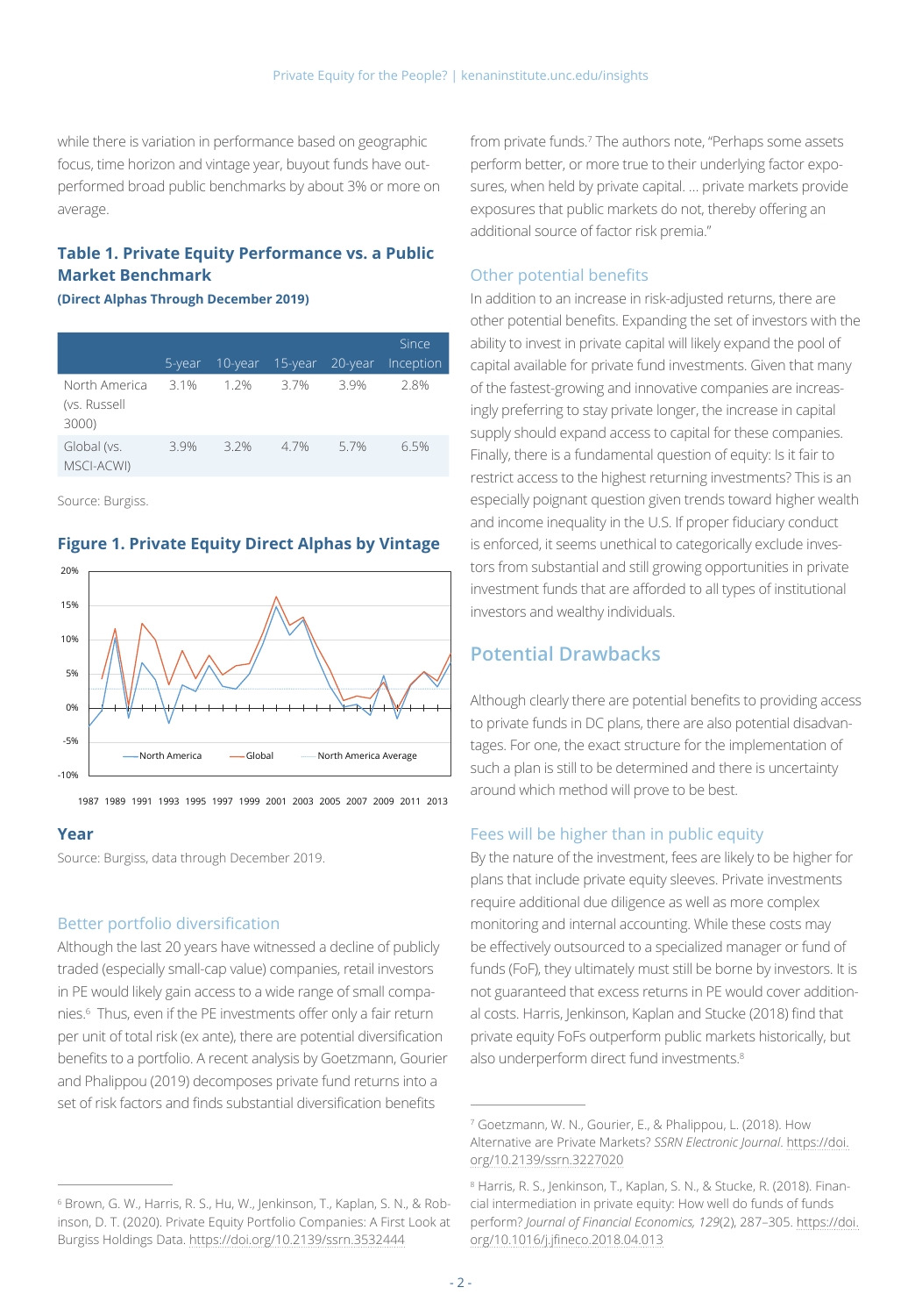while there is variation in performance based on geographic focus, time horizon and vintage year, buyout funds have outperformed broad public benchmarks by about 3% or more on average.

### Table 1. Private Equity Performance vs. a Public Market Benchmark

**(Direct Alphas Through December 2019)**

| | 5-year | 10-year | 15-year | 20-year | Since Inception |
|---|---|---|---|---|---|
| North America (vs. Russell 3000) | 3.1% | 1.2% | 3.7% | 3.9% | 2.8% |
| Global (vs. MSCI-ACWI) | 3.9% | 3.2% | 4.7% | 5.7% | 6.5% |

Source: Burgiss.

### Figure 1. Private Equity Direct Alphas by Vintage

Year

Source: Burgiss, data through December 2019.

### Better portfolio diversification

Although the last 20 years have witnessed a decline of publicly traded (especially small-cap value) companies, retail investors in PE would likely gain access to a wide range of small companies.[6] Thus, even if the PE investments offer only a fair return per unit of total risk (ex ante), there are potential diversification benefits to a portfolio. A recent analysis by Goetzmann, Gourier and Phalippou (2019) decomposes private fund returns into a set of risk factors and finds substantial diversification benefits from private funds.[7] The authors note, "Perhaps some assets perform better, or more true to their underlying factor exposures, when held by private capital. ... private markets provide exposures that public markets do not, thereby offering an additional source of factor risk premia."

### Other potential benefits

In addition to an increase in risk-adjusted returns, there are other potential benefits. Expanding the set of investors with the ability to invest in private capital will likely expand the pool of capital available for private fund investments. Given that many of the fastest-growing and innovative companies are increasingly preferring to stay private longer, the increase in capital supply should expand access to capital for these companies. Finally, there is a fundamental question of equity: Is it fair to restrict access to the highest returning investments? This is an especially poignant question given trends toward higher wealth and income inequality in the U.S. If proper fiduciary conduct is enforced, it seems unethical to categorically exclude investors from substantial and still growing opportunities in private investment funds that are afforded to all types of institutional investors and wealthy individuals.

## Potential Drawbacks

Although clearly there are potential benefits to providing access to private funds in DC plans, there are also potential disadvantages. For one, the exact structure for the implementation of such a plan is still to be determined and there is uncertainty around which method will prove to be best.

### Fees will be higher than in public equity

By the nature of the investment, fees are likely to be higher for plans that include private equity sleeves. Private investments require additional due diligence as well as more complex monitoring and internal accounting. While these costs may be effectively outsourced to a specialized manager or fund of funds (FoF), they ultimately must still be borne by investors. It is not guaranteed that excess returns in PE would cover additional costs. Harris, Jenkinson, Kaplan and Stucke (2018) find that private equity FoFs outperform public markets historically, but also underperform direct fund investments.[8]

---

[6] Brown, G. W., Harris, R. S., Hu, W., Jenkinson, T., Kaplan, S. N., & Robinson, D. T. (2020). Private Equity Portfolio Companies: A First Look at Burgiss Holdings Data. https://doi.org/10.2139/ssrn.3532444

[7] Goetzmann, W. N., Gourier, E., & Phalippou, L. (2018). How Alternative are Private Markets? *SSRN Electronic Journal*. https://doi.org/10.2139/ssrn.3227020

[8] Harris, R. S., Jenkinson, T., Kaplan, S. N., & Stucke, R. (2018). Financial intermediation in private equity: How well do funds of funds perform? *Journal of Financial Economics, 129*(2), 287–305. https://doi.org/10.1016/j.jfineco.2018.04.013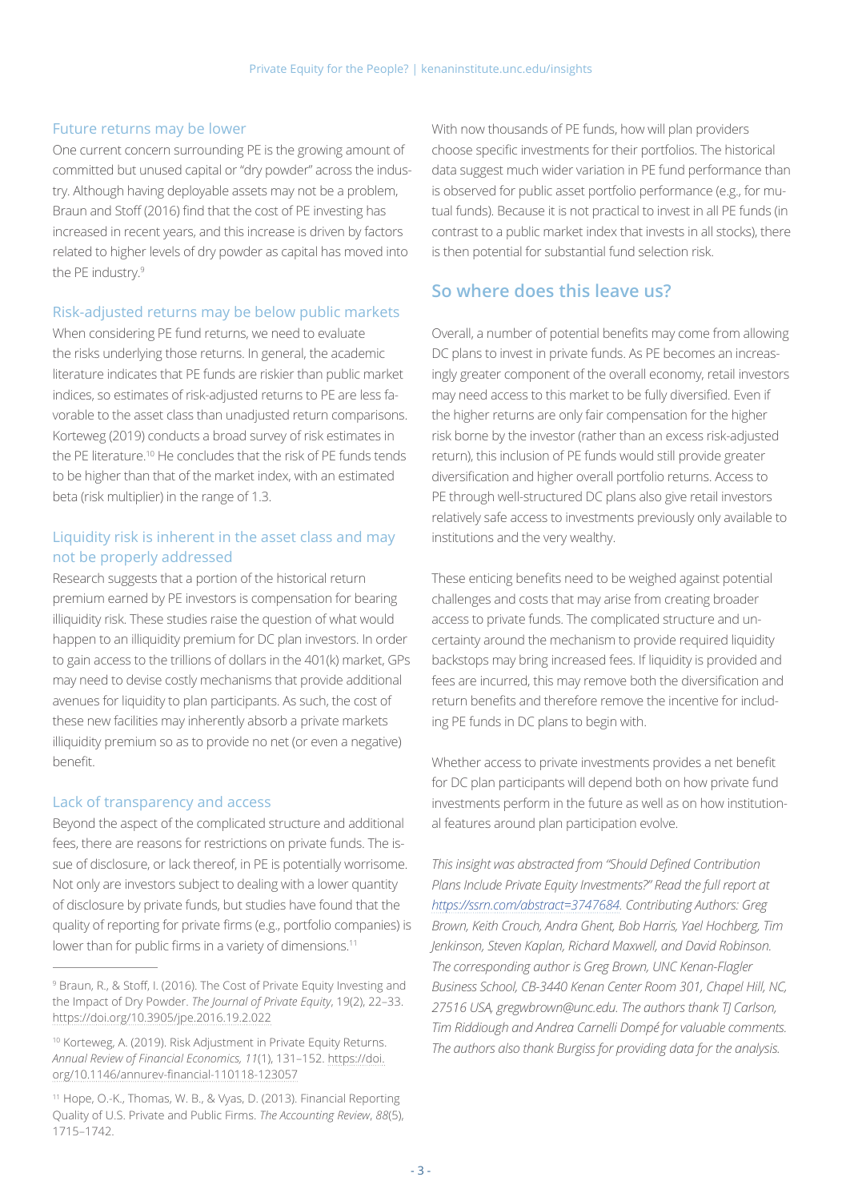### Future returns may be lower

One current concern surrounding PE is the growing amount of committed but unused capital or "dry powder" across the industry. Although having deployable assets may not be a problem, Braun and Stoff (2016) find that the cost of PE investing has increased in recent years, and this increase is driven by factors related to higher levels of dry powder as capital has moved into the PE industry.[9]

### Risk-adjusted returns may be below public markets

When considering PE fund returns, we need to evaluate the risks underlying those returns. In general, the academic literature indicates that PE funds are riskier than public market indices, so estimates of risk-adjusted returns to PE are less favorable to the asset class than unadjusted return comparisons. Korteweg (2019) conducts a broad survey of risk estimates in the PE literature.[10] He concludes that the risk of PE funds tends to be higher than that of the market index, with an estimated beta (risk multiplier) in the range of 1.3.

### Liquidity risk is inherent in the asset class and may not be properly addressed

Research suggests that a portion of the historical return premium earned by PE investors is compensation for bearing illiquidity risk. These studies raise the question of what would happen to an illiquidity premium for DC plan investors. In order to gain access to the trillions of dollars in the 401(k) market, GPs may need to devise costly mechanisms that provide additional avenues for liquidity to plan participants. As such, the cost of these new facilities may inherently absorb a private markets illiquidity premium so as to provide no net (or even a negative) benefit.

### Lack of transparency and access

Beyond the aspect of the complicated structure and additional fees, there are reasons for restrictions on private funds. The issue of disclosure, or lack thereof, in PE is potentially worrisome. Not only are investors subject to dealing with a lower quantity of disclosure by private funds, but studies have found that the quality of reporting for private firms (e.g., portfolio companies) is lower than for public firms in a variety of dimensions.[11]

With now thousands of PE funds, how will plan providers choose specific investments for their portfolios. The historical data suggest much wider variation in PE fund performance than is observed for public asset portfolio performance (e.g., for mutual funds). Because it is not practical to invest in all PE funds (in contrast to a public market index that invests in all stocks), there is then potential for substantial fund selection risk.

## So where does this leave us?

Overall, a number of potential benefits may come from allowing DC plans to invest in private funds. As PE becomes an increasingly greater component of the overall economy, retail investors may need access to this market to be fully diversified. Even if the higher returns are only fair compensation for the higher risk borne by the investor (rather than an excess risk-adjusted return), this inclusion of PE funds would still provide greater diversification and higher overall portfolio returns. Access to PE through well-structured DC plans also give retail investors relatively safe access to investments previously only available to institutions and the very wealthy.

These enticing benefits need to be weighed against potential challenges and costs that may arise from creating broader access to private funds. The complicated structure and uncertainty around the mechanism to provide required liquidity backstops may bring increased fees. If liquidity is provided and fees are incurred, this may remove both the diversification and return benefits and therefore remove the incentive for including PE funds in DC plans to begin with.

Whether access to private investments provides a net benefit for DC plan participants will depend both on how private fund investments perform in the future as well as on how institutional features around plan participation evolve.

*This insight was abstracted from "Should Defined Contribution Plans Include Private Equity Investments?" Read the full report at https://ssrn.com/abstract=3747684. Contributing Authors: Greg Brown, Keith Crouch, Andra Ghent, Bob Harris, Yael Hochberg, Tim Jenkinson, Steven Kaplan, Richard Maxwell, and David Robinson. The corresponding author is Greg Brown, UNC Kenan-Flagler Business School, CB-3440 Kenan Center Room 301, Chapel Hill, NC, 27516 USA, gregwbrown@unc.edu. The authors thank TJ Carlson, Tim Riddiough and Andrea Carnelli Dompé for valuable comments. The authors also thank Burgiss for providing data for the analysis.*

---

[9] Braun, R., & Stoff, I. (2016). The Cost of Private Equity Investing and the Impact of Dry Powder. *The Journal of Private Equity*, 19(2), 22–33. https://doi.org/10.3905/jpe.2016.19.2.022

[10] Korteweg, A. (2019). Risk Adjustment in Private Equity Returns. *Annual Review of Financial Economics, 11*(1), 131–152. https://doi.org/10.1146/annurev-financial-110118-123057

[11] Hope, O.-K., Thomas, W. B., & Vyas, D. (2013). Financial Reporting Quality of U.S. Private and Public Firms. *The Accounting Review*, *88*(5), 1715–1742.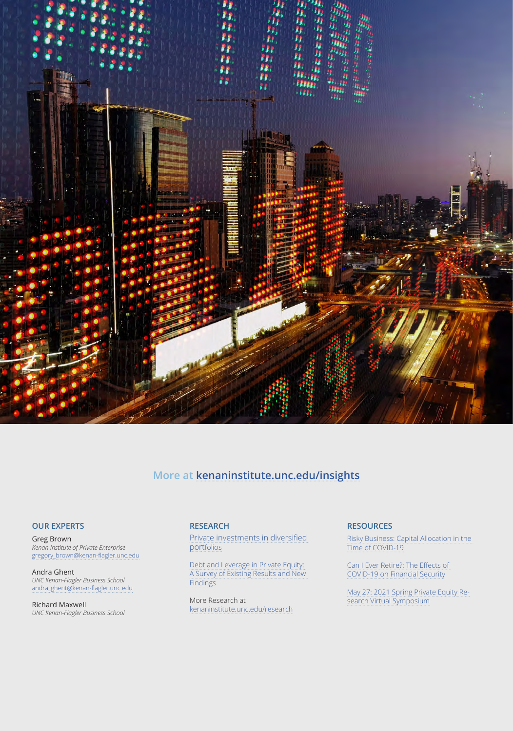More at **kenaninstitute.unc.edu/insights**

### OUR EXPERTS

Greg Brown
*Kenan Institute of Private Enterprise*
gregory_brown@kenan-flagler.unc.edu

Andra Ghent
*UNC Kenan-Flagler Business School*
andra_ghent@kenan-flagler.unc.edu

Richard Maxwell
*UNC Kenan-Flagler Business School*

### RESEARCH

Private investments in diversified portfolios

Debt and Leverage in Private Equity: A Survey of Existing Results and New Findings

More Research at
kenaninstitute.unc.edu/research

### RESOURCES

Risky Business: Capital Allocation in the Time of COVID-19

Can I Ever Retire?: The Effects of COVID-19 on Financial Security

May 27: 2021 Spring Private Equity Research Virtual Symposium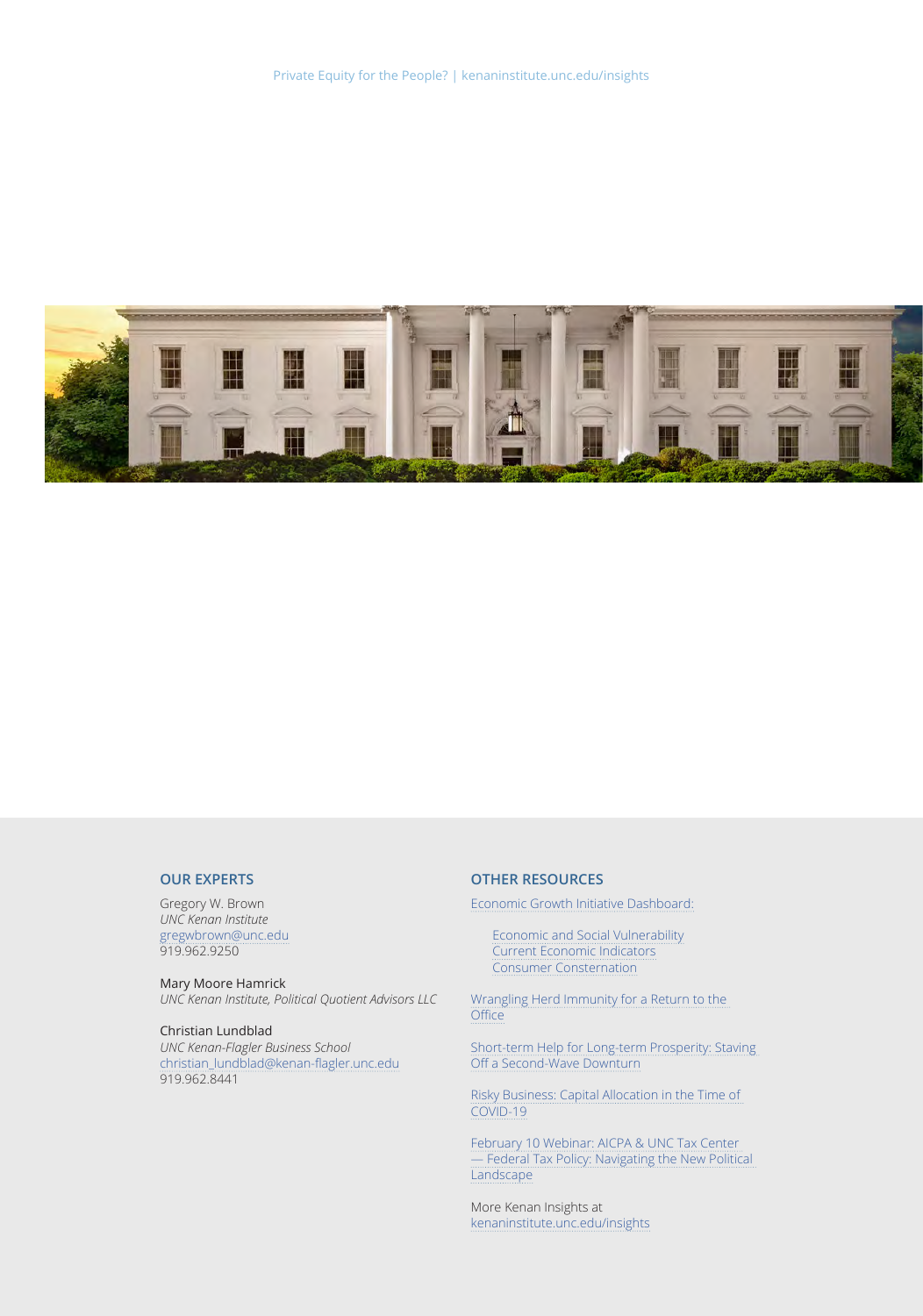## OUR EXPERTS

Gregory W. Brown
*UNC Kenan Institute*
gregwbrown@unc.edu
919.962.9250

Mary Moore Hamrick
*UNC Kenan Institute, Political Quotient Advisors LLC*

Christian Lundblad
*UNC Kenan-Flagler Business School*
christian_lundblad@kenan-flagler.unc.edu
919.962.8441

## OTHER RESOURCES

Economic Growth Initiative Dashboard:

- Economic and Social Vulnerability
- Current Economic Indicators
- Consumer Consternation

Wrangling Herd Immunity for a Return to the Office

Short-term Help for Long-term Prosperity: Staving Off a Second-Wave Downturn

Risky Business: Capital Allocation in the Time of COVID-19

February 10 Webinar: AICPA & UNC Tax Center — Federal Tax Policy: Navigating the New Political Landscape

More Kenan Insights at
kenaninstitute.unc.edu/insights